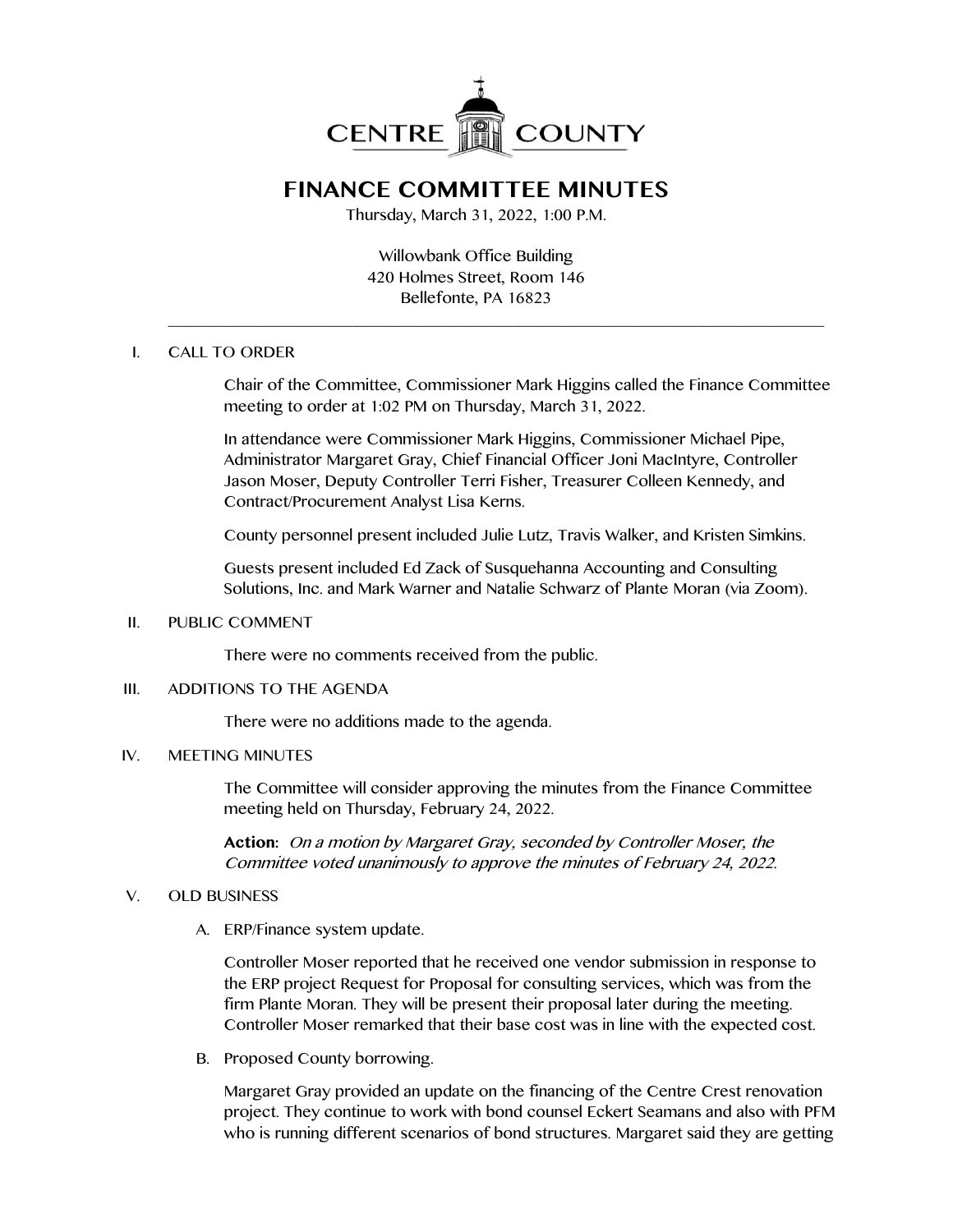CENTRE COUNTY

# FINANCE COMMITTEE MINUTES

Thursday, March 31, 2022, 1:00 P.M.

Willowbank Office Building
420 Holmes Street, Room 146
Bellefonte, PA 16823

---

I. CALL TO ORDER

Chair of the Committee, Commissioner Mark Higgins called the Finance Committee meeting to order at 1:02 PM on Thursday, March 31, 2022.

In attendance were Commissioner Mark Higgins, Commissioner Michael Pipe, Administrator Margaret Gray, Chief Financial Officer Joni MacIntyre, Controller Jason Moser, Deputy Controller Terri Fisher, Treasurer Colleen Kennedy, and Contract/Procurement Analyst Lisa Kerns.

County personnel present included Julie Lutz, Travis Walker, and Kristen Simkins.

Guests present included Ed Zack of Susquehanna Accounting and Consulting Solutions, Inc. and Mark Warner and Natalie Schwarz of Plante Moran (via Zoom).

II. PUBLIC COMMENT

There were no comments received from the public.

III. ADDITIONS TO THE AGENDA

There were no additions made to the agenda.

IV. MEETING MINUTES

The Committee will consider approving the minutes from the Finance Committee meeting held on Thursday, February 24, 2022.

**Action:** *On a motion by Margaret Gray, seconded by Controller Moser, the Committee voted unanimously to approve the minutes of February 24, 2022.*

V. OLD BUSINESS

A. ERP/Finance system update.

Controller Moser reported that he received one vendor submission in response to the ERP project Request for Proposal for consulting services, which was from the firm Plante Moran. They will be present their proposal later during the meeting. Controller Moser remarked that their base cost was in line with the expected cost.

B. Proposed County borrowing.

Margaret Gray provided an update on the financing of the Centre Crest renovation project. They continue to work with bond counsel Eckert Seamans and also with PFM who is running different scenarios of bond structures. Margaret said they are getting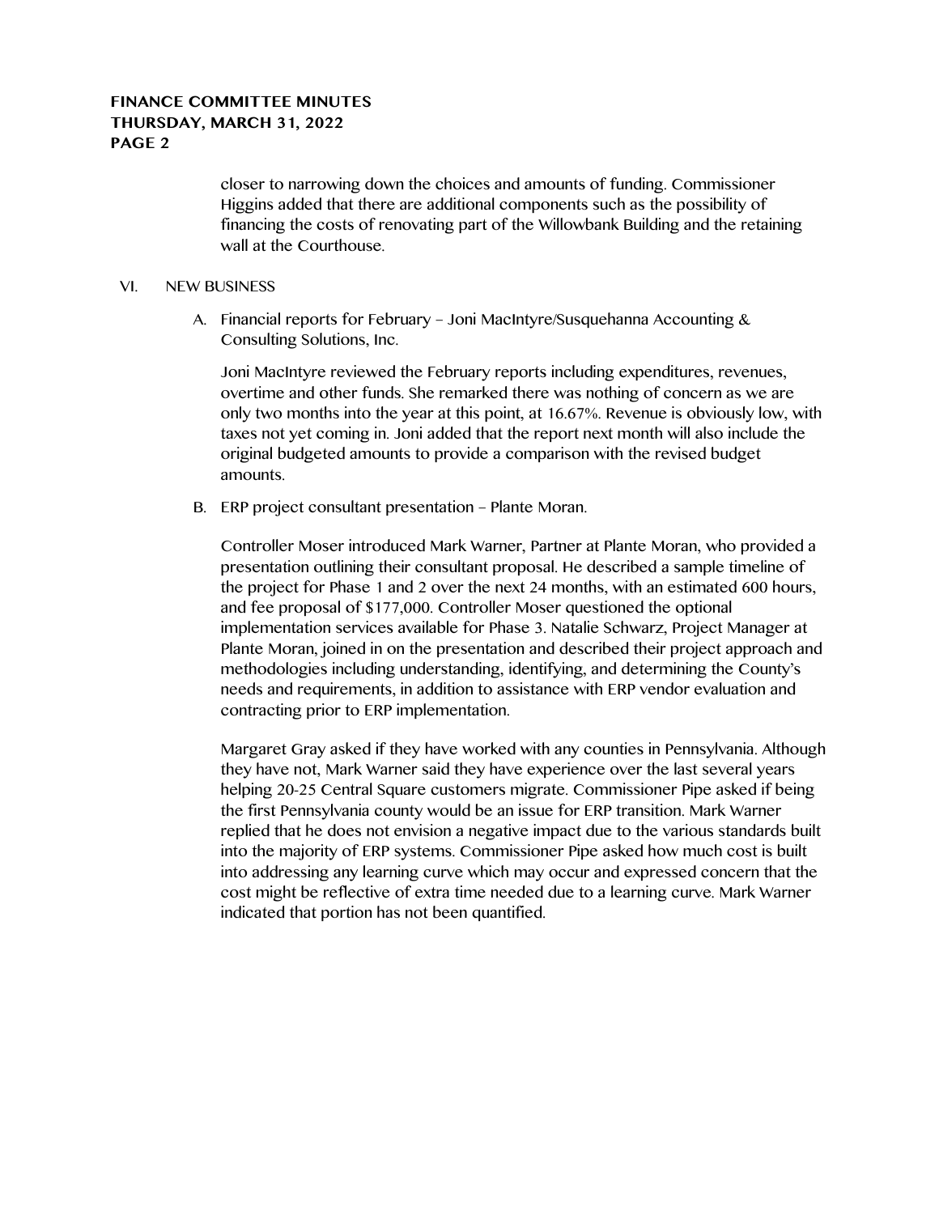closer to narrowing down the choices and amounts of funding. Commissioner Higgins added that there are additional components such as the possibility of financing the costs of renovating part of the Willowbank Building and the retaining wall at the Courthouse.

VI. NEW BUSINESS

A. Financial reports for February – Joni MacIntyre/Susquehanna Accounting & Consulting Solutions, Inc.

Joni MacIntyre reviewed the February reports including expenditures, revenues, overtime and other funds. She remarked there was nothing of concern as we are only two months into the year at this point, at 16.67%. Revenue is obviously low, with taxes not yet coming in. Joni added that the report next month will also include the original budgeted amounts to provide a comparison with the revised budget amounts.

B. ERP project consultant presentation – Plante Moran.

Controller Moser introduced Mark Warner, Partner at Plante Moran, who provided a presentation outlining their consultant proposal. He described a sample timeline of the project for Phase 1 and 2 over the next 24 months, with an estimated 600 hours, and fee proposal of $177,000. Controller Moser questioned the optional implementation services available for Phase 3. Natalie Schwarz, Project Manager at Plante Moran, joined in on the presentation and described their project approach and methodologies including understanding, identifying, and determining the County's needs and requirements, in addition to assistance with ERP vendor evaluation and contracting prior to ERP implementation.

Margaret Gray asked if they have worked with any counties in Pennsylvania. Although they have not, Mark Warner said they have experience over the last several years helping 20-25 Central Square customers migrate. Commissioner Pipe asked if being the first Pennsylvania county would be an issue for ERP transition. Mark Warner replied that he does not envision a negative impact due to the various standards built into the majority of ERP systems. Commissioner Pipe asked how much cost is built into addressing any learning curve which may occur and expressed concern that the cost might be reflective of extra time needed due to a learning curve. Mark Warner indicated that portion has not been quantified.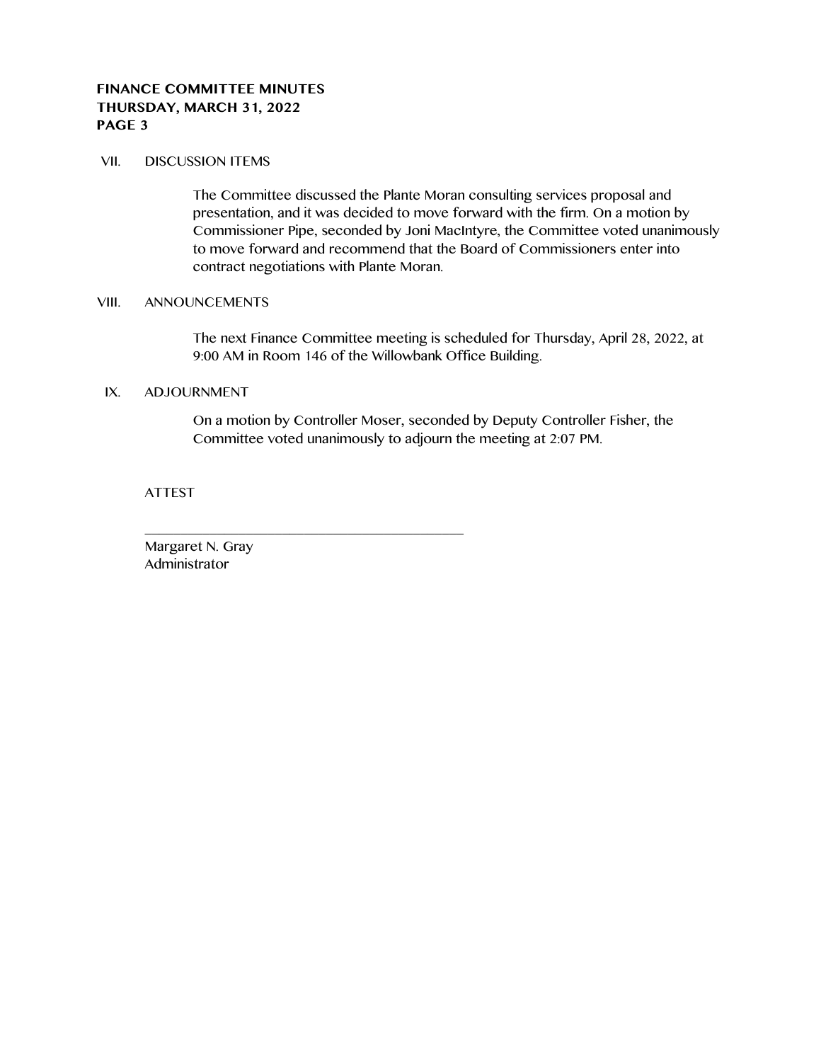VII. DISCUSSION ITEMS

The Committee discussed the Plante Moran consulting services proposal and presentation, and it was decided to move forward with the firm. On a motion by Commissioner Pipe, seconded by Joni MacIntyre, the Committee voted unanimously to move forward and recommend that the Board of Commissioners enter into contract negotiations with Plante Moran.

VIII. ANNOUNCEMENTS

The next Finance Committee meeting is scheduled for Thursday, April 28, 2022, at 9:00 AM in Room 146 of the Willowbank Office Building.

IX. ADJOURNMENT

On a motion by Controller Moser, seconded by Deputy Controller Fisher, the Committee voted unanimously to adjourn the meeting at 2:07 PM.

ATTEST

\_\_\_\_\_\_\_\_\_\_\_\_\_\_\_\_\_\_\_\_\_\_\_\_\_\_\_\_\_\_\_\_\_\_\_\_\_\_\_\_\_\_\_\_

Margaret N. Gray
Administrator